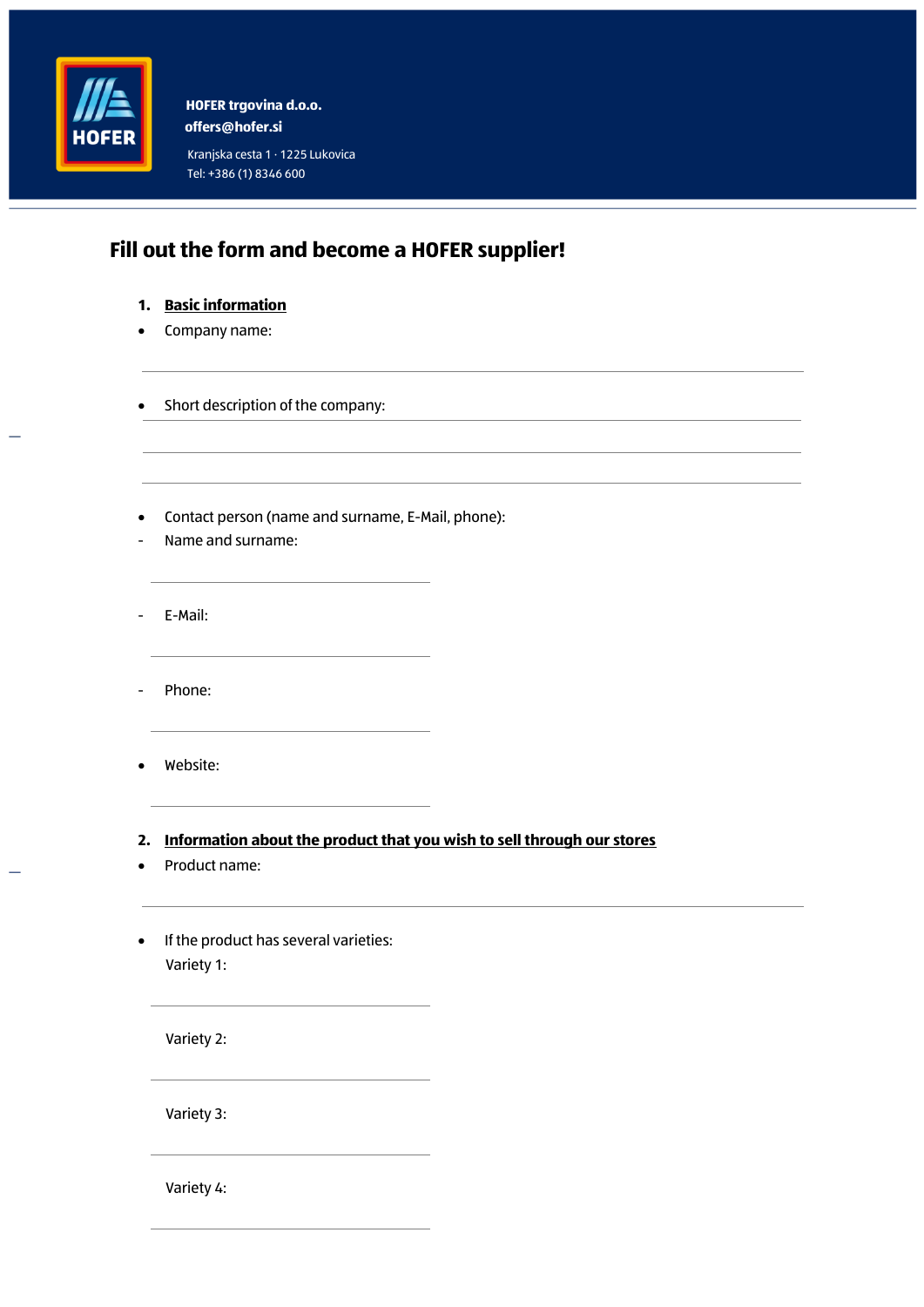**HOFER trgovina d.o.o.**
**offers@hofer.si**
Kranjska cesta 1 · 1225 Lukovica
Tel: +386 (1) 8346 600

# Fill out the form and become a HOFER supplier!

1. **Basic information**

- Company name:

_______________________________________________

- Short description of the company:

_______________________________________________

_______________________________________________

_______________________________________________

- Contact person (name and surname, E-Mail, phone):
- Name and surname:

_______________________

- E-Mail:

_______________________

- Phone:

_______________________

- Website:

_______________________

2. **Information about the product that you wish to sell through our stores**

- Product name:

_______________________________________________

- If the product has several varieties:

  Variety 1:

_______________________

  Variety 2:

_______________________

  Variety 3:

_______________________

  Variety 4:

_______________________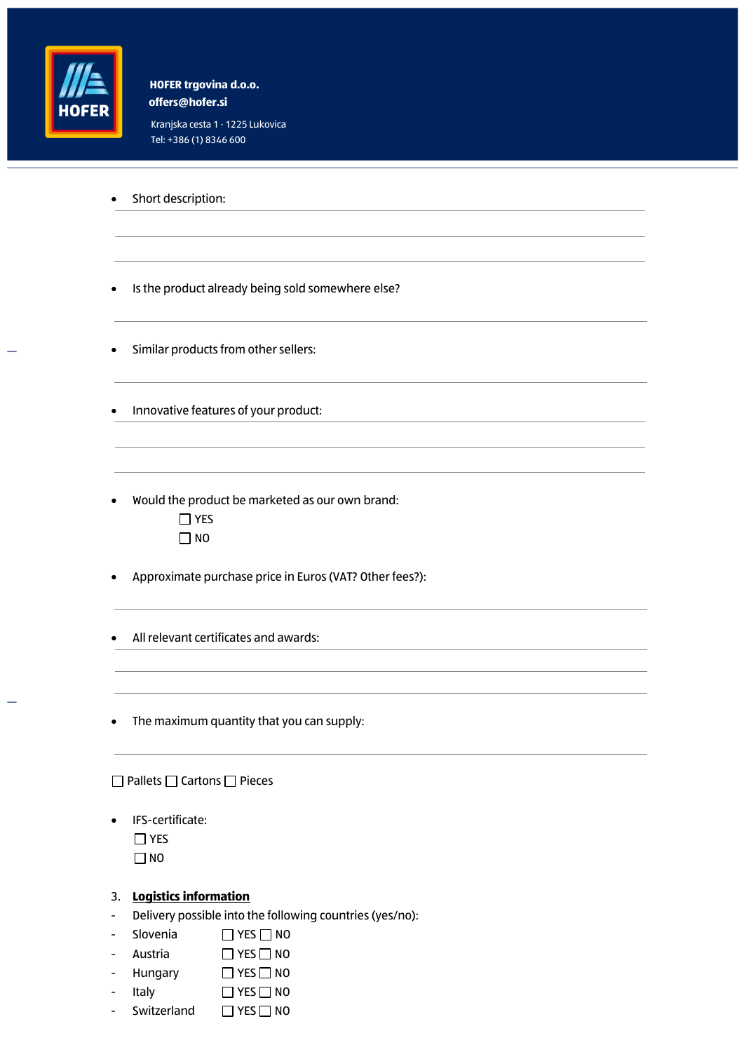**HOFER trgovina d.o.o.**
**offers@hofer.si**
Kranjska cesta 1 · 1225 Lukovica
Tel: +386 (1) 8346 600

- Short description:

- Is the product already being sold somewhere else?

- Similar products from other sellers:

- Innovative features of your product:

- Would the product be marketed as our own brand:
  - ☐ YES
  - ☐ NO

- Approximate purchase price in Euros (VAT? Other fees?):

- All relevant certificates and awards:

- The maximum quantity that you can supply:

☐ Pallets ☐ Cartons ☐ Pieces

- IFS-certificate:
  - ☐ YES
  - ☐ NO

3. **Logistics information**

- Delivery possible into the following countries (yes/no):
- Slovenia ☐ YES ☐ NO
- Austria ☐ YES ☐ NO
- Hungary ☐ YES ☐ NO
- Italy ☐ YES ☐ NO
- Switzerland ☐ YES ☐ NO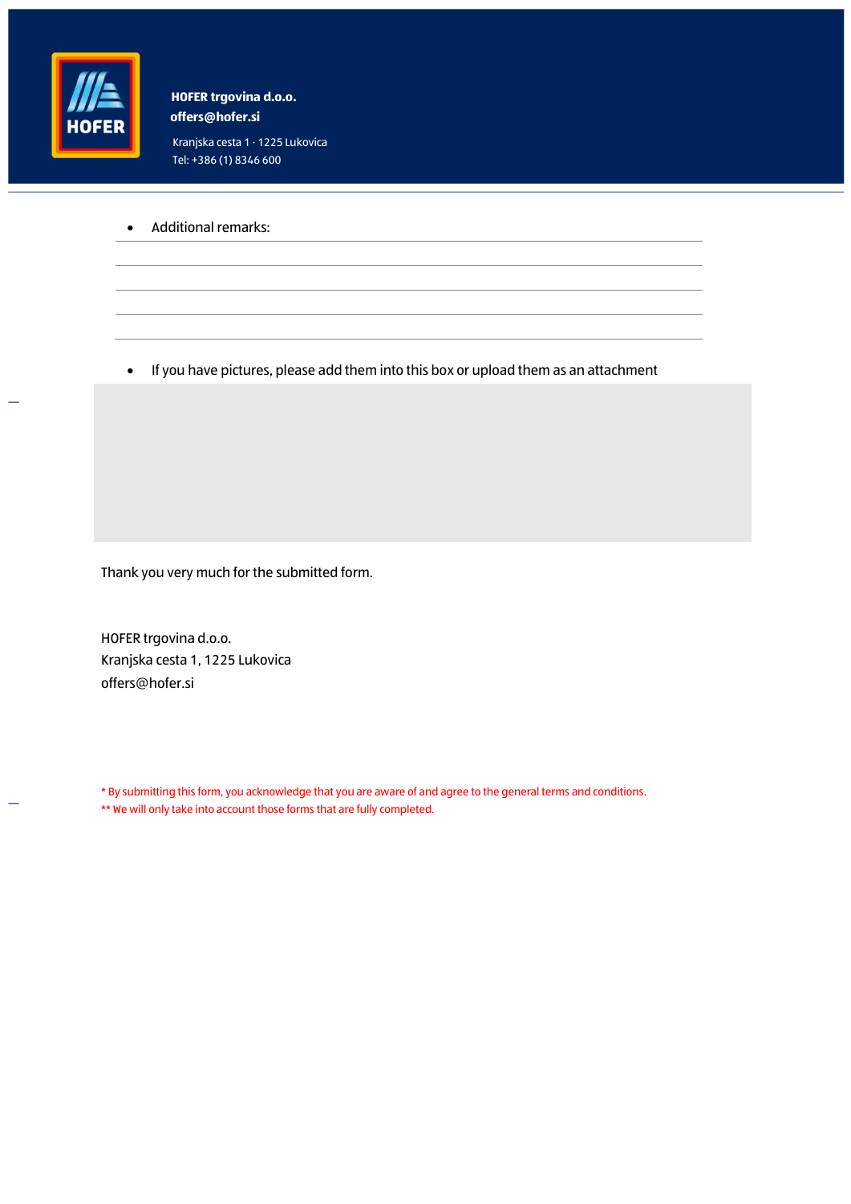**HOFER trgovina d.o.o.**
**offers@hofer.si**
Kranjska cesta 1 · 1225 Lukovica
Tel: +386 (1) 8346 600

- Additional remarks:

- If you have pictures, please add them into this box or upload them as an attachment

Thank you very much for the submitted form.

HOFER trgovina d.o.o.
Kranjska cesta 1, 1225 Lukovica
offers@hofer.si

* By submitting this form, you acknowledge that you are aware of and agree to the general terms and conditions.
** We will only take into account those forms that are fully completed.